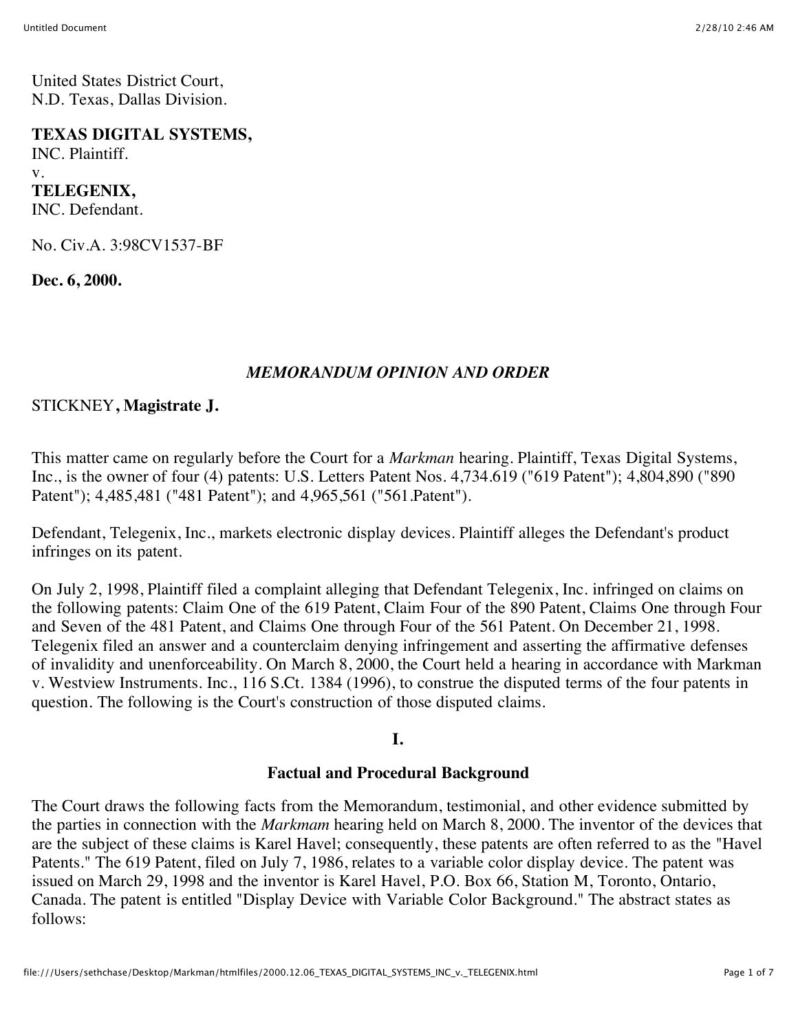United States District Court,
N.D. Texas, Dallas Division.

**TEXAS DIGITAL SYSTEMS,**
INC. Plaintiff.
v.
**TELEGENIX,**
INC. Defendant.

No. Civ.A. 3:98CV1537-BF

**Dec. 6, 2000.**

*MEMORANDUM OPINION AND ORDER*

STICKNEY**, Magistrate J.**

This matter came on regularly before the Court for a *Markman* hearing. Plaintiff, Texas Digital Systems, Inc., is the owner of four (4) patents: U.S. Letters Patent Nos. 4,734.619 ("619 Patent"); 4,804,890 ("890 Patent"); 4,485,481 ("481 Patent"); and 4,965,561 ("561.Patent").

Defendant, Telegenix, Inc., markets electronic display devices. Plaintiff alleges the Defendant's product infringes on its patent.

On July 2, 1998, Plaintiff filed a complaint alleging that Defendant Telegenix, Inc. infringed on claims on the following patents: Claim One of the 619 Patent, Claim Four of the 890 Patent, Claims One through Four and Seven of the 481 Patent, and Claims One through Four of the 561 Patent. On December 21, 1998. Telegenix filed an answer and a counterclaim denying infringement and asserting the affirmative defenses of invalidity and unenforceability. On March 8, 2000, the Court held a hearing in accordance with Markman v. Westview Instruments. Inc., 116 S.Ct. 1384 (1996), to construe the disputed terms of the four patents in question. The following is the Court's construction of those disputed claims.

## I.

## Factual and Procedural Background

The Court draws the following facts from the Memorandum, testimonial, and other evidence submitted by the parties in connection with the *Markmam* hearing held on March 8, 2000. The inventor of the devices that are the subject of these claims is Karel Havel; consequently, these patents are often referred to as the "Havel Patents." The 619 Patent, filed on July 7, 1986, relates to a variable color display device. The patent was issued on March 29, 1998 and the inventor is Karel Havel, P.O. Box 66, Station M, Toronto, Ontario, Canada. The patent is entitled "Display Device with Variable Color Background." The abstract states as follows: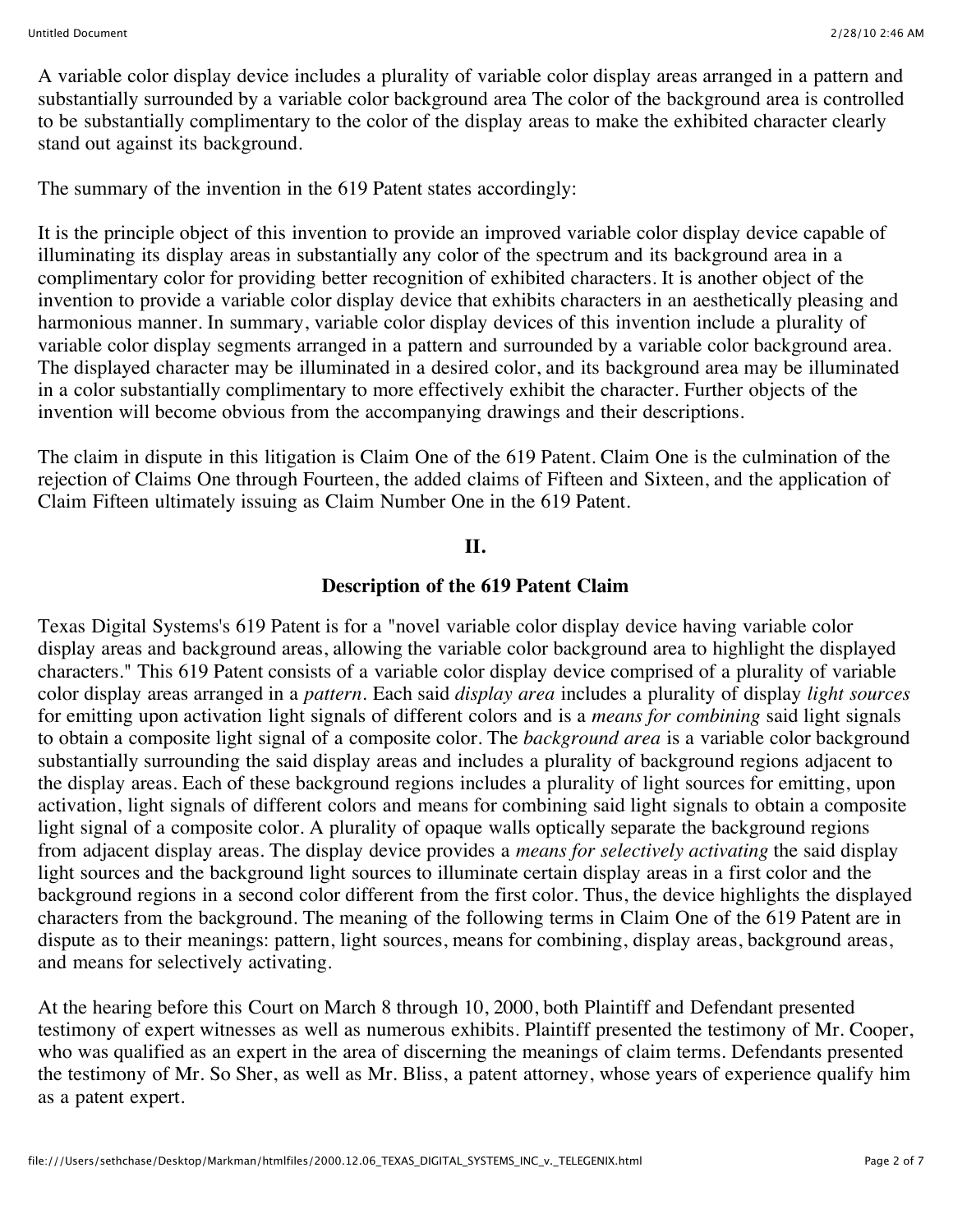A variable color display device includes a plurality of variable color display areas arranged in a pattern and substantially surrounded by a variable color background area The color of the background area is controlled to be substantially complimentary to the color of the display areas to make the exhibited character clearly stand out against its background.

The summary of the invention in the 619 Patent states accordingly:

It is the principle object of this invention to provide an improved variable color display device capable of illuminating its display areas in substantially any color of the spectrum and its background area in a complimentary color for providing better recognition of exhibited characters. It is another object of the invention to provide a variable color display device that exhibits characters in an aesthetically pleasing and harmonious manner. In summary, variable color display devices of this invention include a plurality of variable color display segments arranged in a pattern and surrounded by a variable color background area. The displayed character may be illuminated in a desired color, and its background area may be illuminated in a color substantially complimentary to more effectively exhibit the character. Further objects of the invention will become obvious from the accompanying drawings and their descriptions.

The claim in dispute in this litigation is Claim One of the 619 Patent. Claim One is the culmination of the rejection of Claims One through Fourteen, the added claims of Fifteen and Sixteen, and the application of Claim Fifteen ultimately issuing as Claim Number One in the 619 Patent.

## II.

## Description of the 619 Patent Claim

Texas Digital Systems's 619 Patent is for a "novel variable color display device having variable color display areas and background areas, allowing the variable color background area to highlight the displayed characters." This 619 Patent consists of a variable color display device comprised of a plurality of variable color display areas arranged in a *pattern*. Each said *display area* includes a plurality of display *light sources* for emitting upon activation light signals of different colors and is a *means for combining* said light signals to obtain a composite light signal of a composite color. The *background area* is a variable color background substantially surrounding the said display areas and includes a plurality of background regions adjacent to the display areas. Each of these background regions includes a plurality of light sources for emitting, upon activation, light signals of different colors and means for combining said light signals to obtain a composite light signal of a composite color. A plurality of opaque walls optically separate the background regions from adjacent display areas. The display device provides a *means for selectively activating* the said display light sources and the background light sources to illuminate certain display areas in a first color and the background regions in a second color different from the first color. Thus, the device highlights the displayed characters from the background. The meaning of the following terms in Claim One of the 619 Patent are in dispute as to their meanings: pattern, light sources, means for combining, display areas, background areas, and means for selectively activating.

At the hearing before this Court on March 8 through 10, 2000, both Plaintiff and Defendant presented testimony of expert witnesses as well as numerous exhibits. Plaintiff presented the testimony of Mr. Cooper, who was qualified as an expert in the area of discerning the meanings of claim terms. Defendants presented the testimony of Mr. So Sher, as well as Mr. Bliss, a patent attorney, whose years of experience qualify him as a patent expert.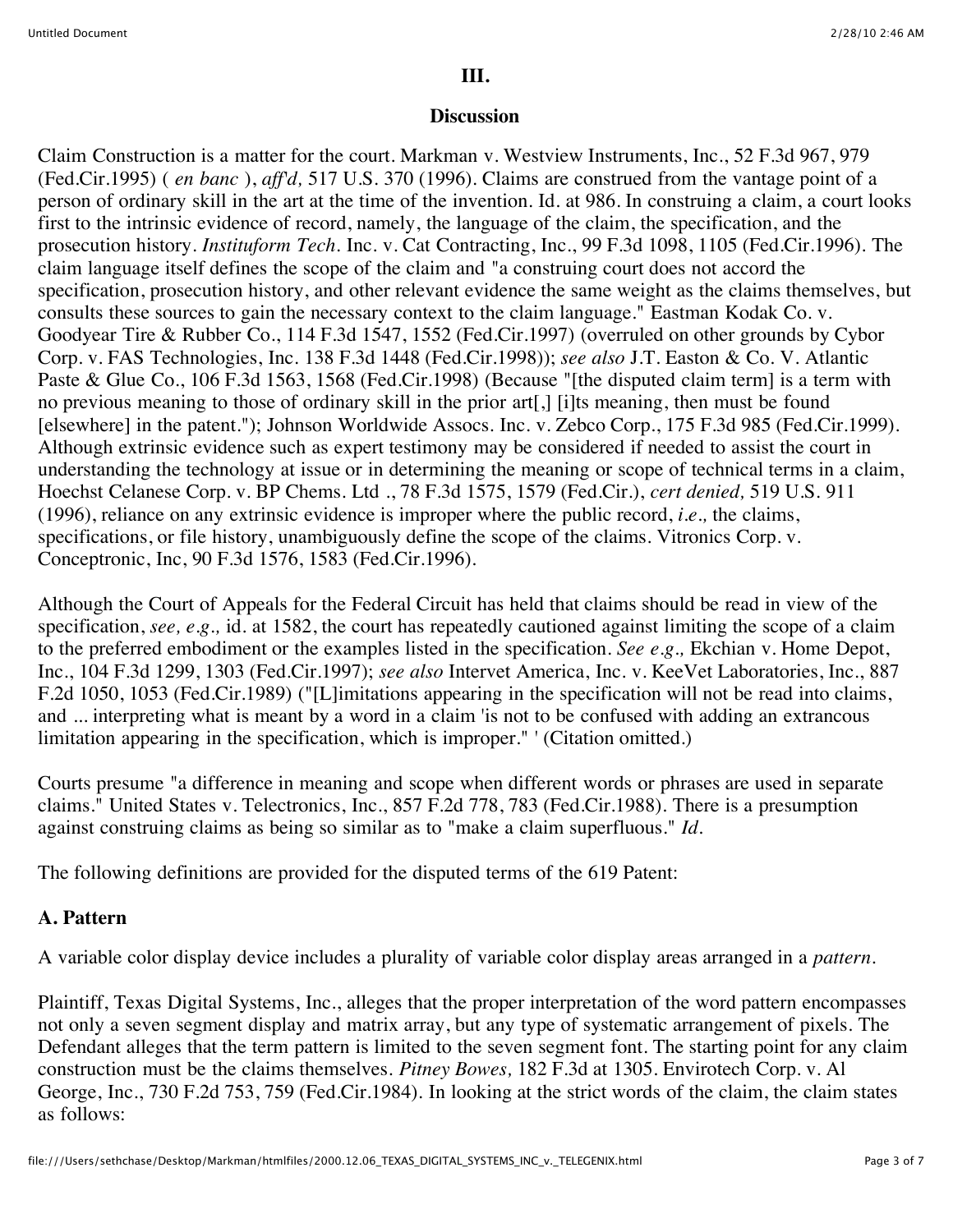**III.**

**Discussion**

Claim Construction is a matter for the court. Markman v. Westview Instruments, Inc., 52 F.3d 967, 979 (Fed.Cir.1995) ( *en banc* ), *aff'd,* 517 U.S. 370 (1996). Claims are construed from the vantage point of a person of ordinary skill in the art at the time of the invention. Id. at 986. In construing a claim, a court looks first to the intrinsic evidence of record, namely, the language of the claim, the specification, and the prosecution history. *Instituform Tech.* Inc. v. Cat Contracting, Inc., 99 F.3d 1098, 1105 (Fed.Cir.1996). The claim language itself defines the scope of the claim and "a construing court does not accord the specification, prosecution history, and other relevant evidence the same weight as the claims themselves, but consults these sources to gain the necessary context to the claim language." Eastman Kodak Co. v. Goodyear Tire & Rubber Co., 114 F.3d 1547, 1552 (Fed.Cir.1997) (overruled on other grounds by Cybor Corp. v. FAS Technologies, Inc. 138 F.3d 1448 (Fed.Cir.1998)); *see also* J.T. Easton & Co. V. Atlantic Paste & Glue Co., 106 F.3d 1563, 1568 (Fed.Cir.1998) (Because "[the disputed claim term] is a term with no previous meaning to those of ordinary skill in the prior art[,] [i]ts meaning, then must be found [elsewhere] in the patent."); Johnson Worldwide Assocs. Inc. v. Zebco Corp., 175 F.3d 985 (Fed.Cir.1999). Although extrinsic evidence such as expert testimony may be considered if needed to assist the court in understanding the technology at issue or in determining the meaning or scope of technical terms in a claim, Hoechst Celanese Corp. v. BP Chems. Ltd ., 78 F.3d 1575, 1579 (Fed.Cir.), *cert denied,* 519 U.S. 911 (1996), reliance on any extrinsic evidence is improper where the public record, *i.e.,* the claims, specifications, or file history, unambiguously define the scope of the claims. Vitronics Corp. v. Conceptronic, Inc, 90 F.3d 1576, 1583 (Fed.Cir.1996).

Although the Court of Appeals for the Federal Circuit has held that claims should be read in view of the specification, *see, e.g.,* id. at 1582, the court has repeatedly cautioned against limiting the scope of a claim to the preferred embodiment or the examples listed in the specification. *See e.g.,* Ekchian v. Home Depot, Inc., 104 F.3d 1299, 1303 (Fed.Cir.1997); *see also* Intervet America, Inc. v. KeeVet Laboratories, Inc., 887 F.2d 1050, 1053 (Fed.Cir.1989) ("[L]imitations appearing in the specification will not be read into claims, and ... interpreting what is meant by a word in a claim 'is not to be confused with adding an extrancous limitation appearing in the specification, which is improper." ' (Citation omitted.)

Courts presume "a difference in meaning and scope when different words or phrases are used in separate claims." United States v. Telectronics, Inc., 857 F.2d 778, 783 (Fed.Cir.1988). There is a presumption against construing claims as being so similar as to "make a claim superfluous." *Id.*

The following definitions are provided for the disputed terms of the 619 Patent:

**A. Pattern**

A variable color display device includes a plurality of variable color display areas arranged in a *pattern.*

Plaintiff, Texas Digital Systems, Inc., alleges that the proper interpretation of the word pattern encompasses not only a seven segment display and matrix array, but any type of systematic arrangement of pixels. The Defendant alleges that the term pattern is limited to the seven segment font. The starting point for any claim construction must be the claims themselves. *Pitney Bowes,* 182 F.3d at 1305. Envirotech Corp. v. Al George, Inc., 730 F.2d 753, 759 (Fed.Cir.1984). In looking at the strict words of the claim, the claim states as follows: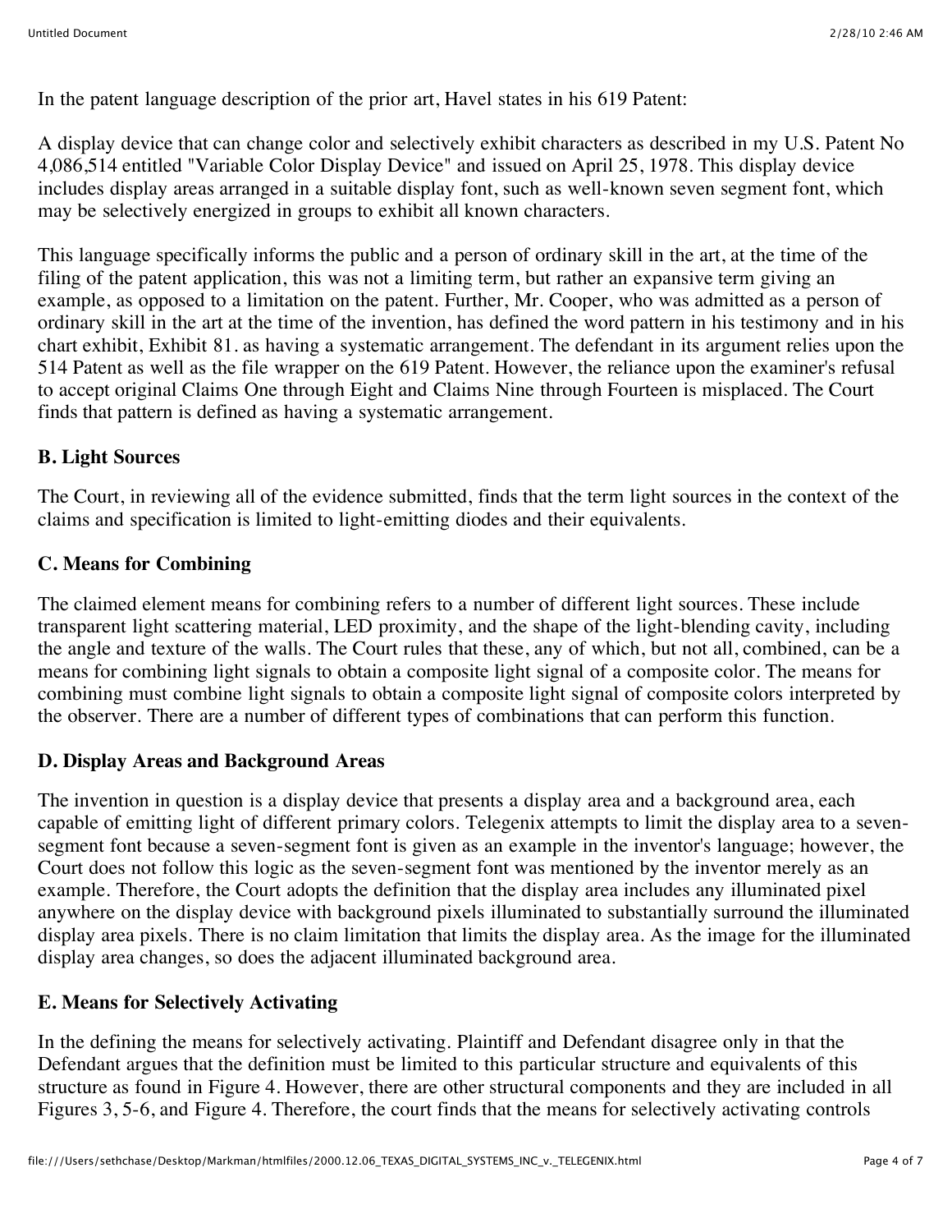In the patent language description of the prior art, Havel states in his 619 Patent:

A display device that can change color and selectively exhibit characters as described in my U.S. Patent No 4,086,514 entitled "Variable Color Display Device" and issued on April 25, 1978. This display device includes display areas arranged in a suitable display font, such as well-known seven segment font, which may be selectively energized in groups to exhibit all known characters.

This language specifically informs the public and a person of ordinary skill in the art, at the time of the filing of the patent application, this was not a limiting term, but rather an expansive term giving an example, as opposed to a limitation on the patent. Further, Mr. Cooper, who was admitted as a person of ordinary skill in the art at the time of the invention, has defined the word pattern in his testimony and in his chart exhibit, Exhibit 81. as having a systematic arrangement. The defendant in its argument relies upon the 514 Patent as well as the file wrapper on the 619 Patent. However, the reliance upon the examiner's refusal to accept original Claims One through Eight and Claims Nine through Fourteen is misplaced. The Court finds that pattern is defined as having a systematic arrangement.

### B. Light Sources

The Court, in reviewing all of the evidence submitted, finds that the term light sources in the context of the claims and specification is limited to light-emitting diodes and their equivalents.

### C. Means for Combining

The claimed element means for combining refers to a number of different light sources. These include transparent light scattering material, LED proximity, and the shape of the light-blending cavity, including the angle and texture of the walls. The Court rules that these, any of which, but not all, combined, can be a means for combining light signals to obtain a composite light signal of a composite color. The means for combining must combine light signals to obtain a composite light signal of composite colors interpreted by the observer. There are a number of different types of combinations that can perform this function.

### D. Display Areas and Background Areas

The invention in question is a display device that presents a display area and a background area, each capable of emitting light of different primary colors. Telegenix attempts to limit the display area to a seven-segment font because a seven-segment font is given as an example in the inventor's language; however, the Court does not follow this logic as the seven-segment font was mentioned by the inventor merely as an example. Therefore, the Court adopts the definition that the display area includes any illuminated pixel anywhere on the display device with background pixels illuminated to substantially surround the illuminated display area pixels. There is no claim limitation that limits the display area. As the image for the illuminated display area changes, so does the adjacent illuminated background area.

### E. Means for Selectively Activating

In the defining the means for selectively activating. Plaintiff and Defendant disagree only in that the Defendant argues that the definition must be limited to this particular structure and equivalents of this structure as found in Figure 4. However, there are other structural components and they are included in all Figures 3, 5-6, and Figure 4. Therefore, the court finds that the means for selectively activating controls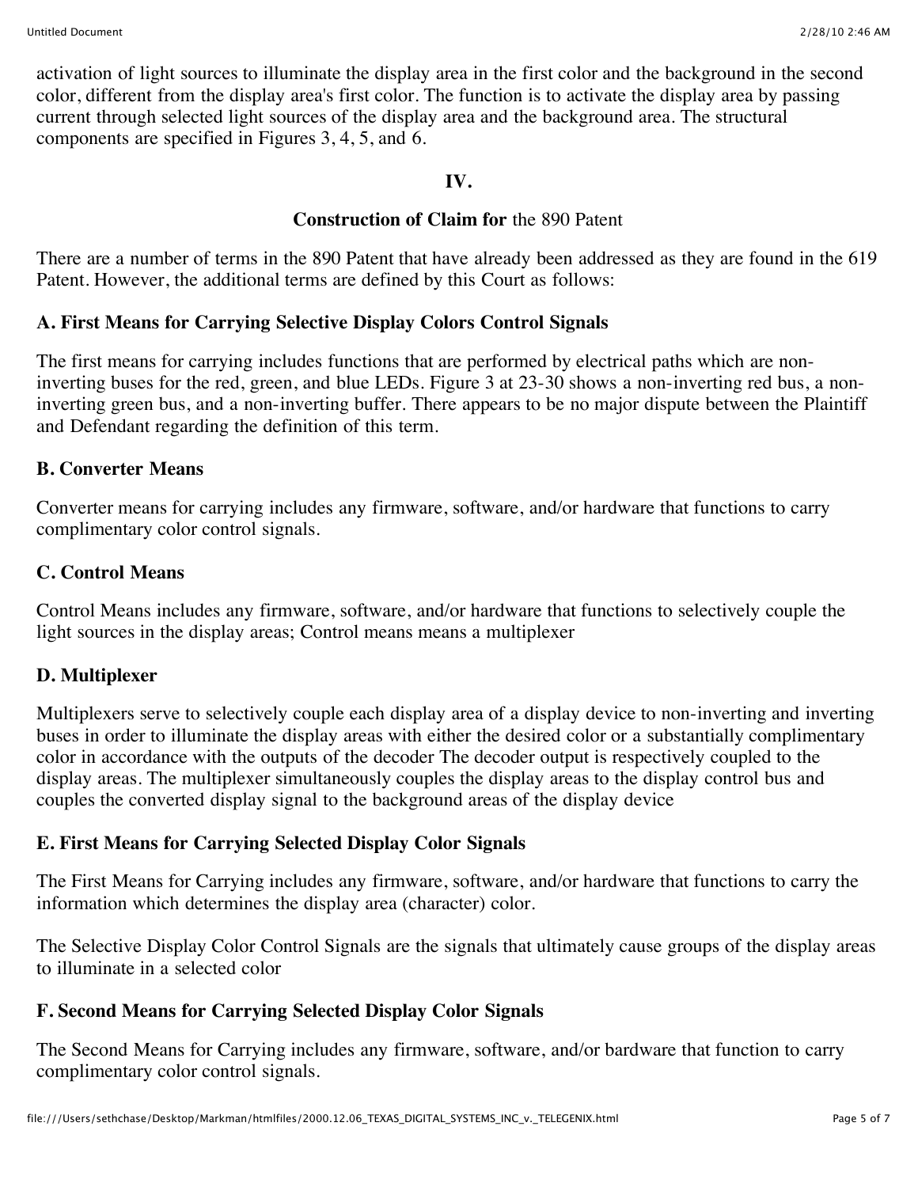activation of light sources to illuminate the display area in the first color and the background in the second color, different from the display area's first color. The function is to activate the display area by passing current through selected light sources of the display area and the background area. The structural components are specified in Figures 3, 4, 5, and 6.

## IV.

## Construction of Claim for the 890 Patent

There are a number of terms in the 890 Patent that have already been addressed as they are found in the 619 Patent. However, the additional terms are defined by this Court as follows:

### A. First Means for Carrying Selective Display Colors Control Signals

The first means for carrying includes functions that are performed by electrical paths which are non-inverting buses for the red, green, and blue LEDs. Figure 3 at 23-30 shows a non-inverting red bus, a non-inverting green bus, and a non-inverting buffer. There appears to be no major dispute between the Plaintiff and Defendant regarding the definition of this term.

### B. Converter Means

Converter means for carrying includes any firmware, software, and/or hardware that functions to carry complimentary color control signals.

### C. Control Means

Control Means includes any firmware, software, and/or hardware that functions to selectively couple the light sources in the display areas; Control means means a multiplexer

### D. Multiplexer

Multiplexers serve to selectively couple each display area of a display device to non-inverting and inverting buses in order to illuminate the display areas with either the desired color or a substantially complimentary color in accordance with the outputs of the decoder The decoder output is respectively coupled to the display areas. The multiplexer simultaneously couples the display areas to the display control bus and couples the converted display signal to the background areas of the display device

### E. First Means for Carrying Selected Display Color Signals

The First Means for Carrying includes any firmware, software, and/or hardware that functions to carry the information which determines the display area (character) color.

The Selective Display Color Control Signals are the signals that ultimately cause groups of the display areas to illuminate in a selected color

### F. Second Means for Carrying Selected Display Color Signals

The Second Means for Carrying includes any firmware, software, and/or bardware that function to carry complimentary color control signals.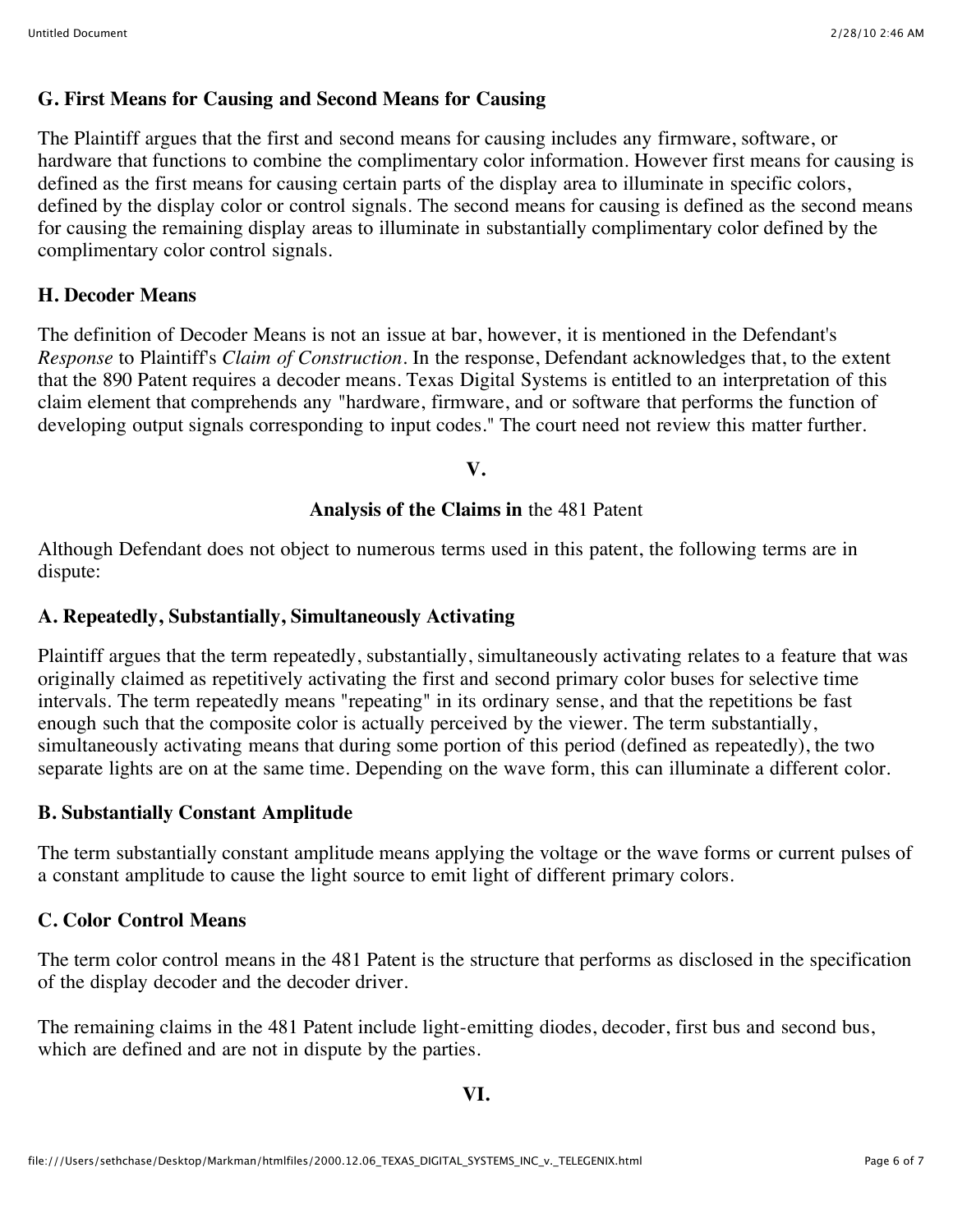### G. First Means for Causing and Second Means for Causing

The Plaintiff argues that the first and second means for causing includes any firmware, software, or hardware that functions to combine the complimentary color information. However first means for causing is defined as the first means for causing certain parts of the display area to illuminate in specific colors, defined by the display color or control signals. The second means for causing is defined as the second means for causing the remaining display areas to illuminate in substantially complimentary color defined by the complimentary color control signals.

### H. Decoder Means

The definition of Decoder Means is not an issue at bar, however, it is mentioned in the Defendant's *Response* to Plaintiff's *Claim of Construction*. In the response, Defendant acknowledges that, to the extent that the 890 Patent requires a decoder means. Texas Digital Systems is entitled to an interpretation of this claim element that comprehends any "hardware, firmware, and or software that performs the function of developing output signals corresponding to input codes." The court need not review this matter further.

## V.

## Analysis of the Claims in the 481 Patent

Although Defendant does not object to numerous terms used in this patent, the following terms are in dispute:

### A. Repeatedly, Substantially, Simultaneously Activating

Plaintiff argues that the term repeatedly, substantially, simultaneously activating relates to a feature that was originally claimed as repetitively activating the first and second primary color buses for selective time intervals. The term repeatedly means "repeating" in its ordinary sense, and that the repetitions be fast enough such that the composite color is actually perceived by the viewer. The term substantially, simultaneously activating means that during some portion of this period (defined as repeatedly), the two separate lights are on at the same time. Depending on the wave form, this can illuminate a different color.

### B. Substantially Constant Amplitude

The term substantially constant amplitude means applying the voltage or the wave forms or current pulses of a constant amplitude to cause the light source to emit light of different primary colors.

### C. Color Control Means

The term color control means in the 481 Patent is the structure that performs as disclosed in the specification of the display decoder and the decoder driver.

The remaining claims in the 481 Patent include light-emitting diodes, decoder, first bus and second bus, which are defined and are not in dispute by the parties.

## VI.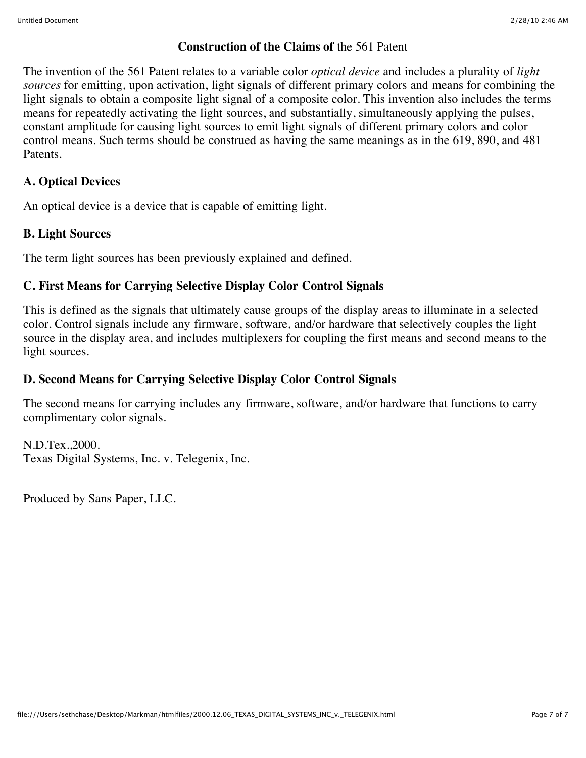## **Construction of the Claims of** the 561 Patent

The invention of the 561 Patent relates to a variable color *optical device* and includes a plurality of *light sources* for emitting, upon activation, light signals of different primary colors and means for combining the light signals to obtain a composite light signal of a composite color. This invention also includes the terms means for repeatedly activating the light sources, and substantially, simultaneously applying the pulses, constant amplitude for causing light sources to emit light signals of different primary colors and color control means. Such terms should be construed as having the same meanings as in the 619, 890, and 481 Patents.

### A. Optical Devices

An optical device is a device that is capable of emitting light.

### B. Light Sources

The term light sources has been previously explained and defined.

### C. First Means for Carrying Selective Display Color Control Signals

This is defined as the signals that ultimately cause groups of the display areas to illuminate in a selected color. Control signals include any firmware, software, and/or hardware that selectively couples the light source in the display area, and includes multiplexers for coupling the first means and second means to the light sources.

### D. Second Means for Carrying Selective Display Color Control Signals

The second means for carrying includes any firmware, software, and/or hardware that functions to carry complimentary color signals.

N.D.Tex.,2000.
Texas Digital Systems, Inc. v. Telegenix, Inc.

Produced by Sans Paper, LLC.